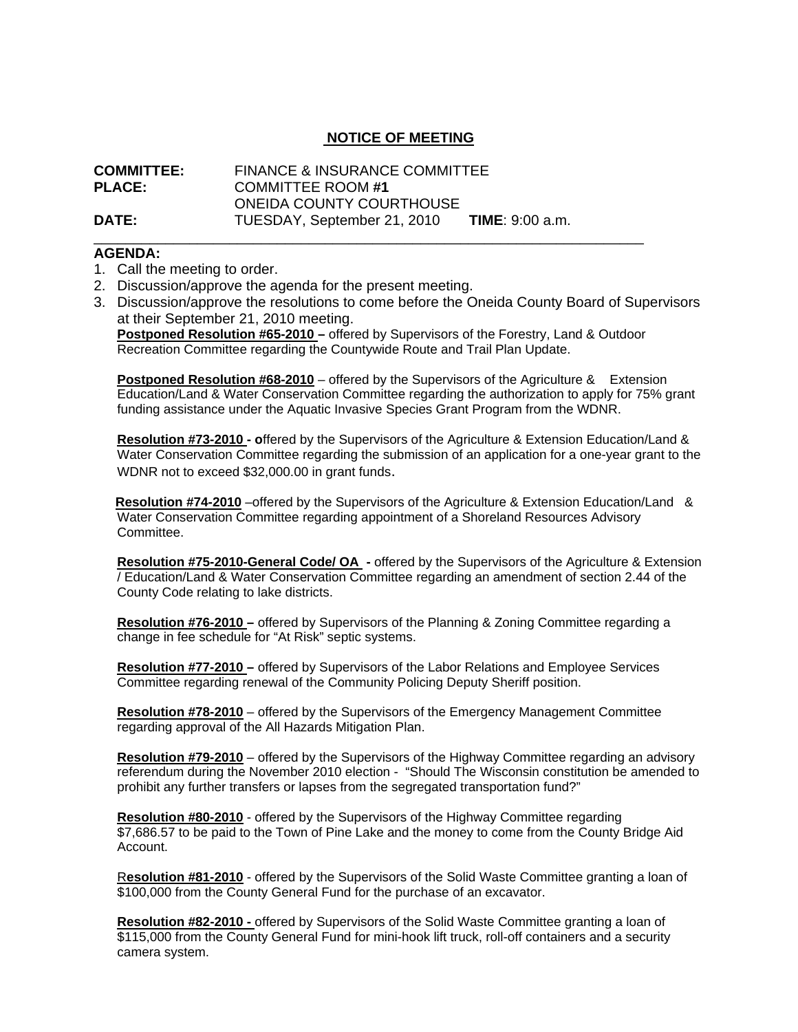# NOTICE OF MEETING

**COMMITTEE:** FINANCE & INSURANCE COMMITTEE
**PLACE:** COMMITTEE ROOM **#1**
ONEIDA COUNTY COURTHOUSE
**DATE:** TUESDAY, September 21, 2010 **TIME**: 9:00 a.m.

---

**AGENDA:**

1. Call the meeting to order.
2. Discussion/approve the agenda for the present meeting.
3. Discussion/approve the resolutions to come before the Oneida County Board of Supervisors at their September 21, 2010 meeting.

   **Postponed Resolution #65-2010 –** offered by Supervisors of the Forestry, Land & Outdoor Recreation Committee regarding the Countywide Route and Trail Plan Update.

   **Postponed Resolution #68-2010** – offered by the Supervisors of the Agriculture & Extension Education/Land & Water Conservation Committee regarding the authorization to apply for 75% grant funding assistance under the Aquatic Invasive Species Grant Program from the WDNR.

   **Resolution #73-2010 - o**ffered by the Supervisors of the Agriculture & Extension Education/Land & Water Conservation Committee regarding the submission of an application for a one-year grant to the WDNR not to exceed $32,000.00 in grant funds.

   **Resolution #74-2010** –offered by the Supervisors of the Agriculture & Extension Education/Land & Water Conservation Committee regarding appointment of a Shoreland Resources Advisory Committee.

   **Resolution #75-2010-General Code/ OA -** offered by the Supervisors of the Agriculture & Extension / Education/Land & Water Conservation Committee regarding an amendment of section 2.44 of the County Code relating to lake districts.

   **Resolution #76-2010 –** offered by Supervisors of the Planning & Zoning Committee regarding a change in fee schedule for "At Risk" septic systems.

   **Resolution #77-2010 –** offered by Supervisors of the Labor Relations and Employee Services Committee regarding renewal of the Community Policing Deputy Sheriff position.

   **Resolution #78-2010** – offered by the Supervisors of the Emergency Management Committee regarding approval of the All Hazards Mitigation Plan.

   **Resolution #79-2010** – offered by the Supervisors of the Highway Committee regarding an advisory referendum during the November 2010 election - "Should The Wisconsin constitution be amended to prohibit any further transfers or lapses from the segregated transportation fund?"

   **Resolution #80-2010** - offered by the Supervisors of the Highway Committee regarding $7,686.57 to be paid to the Town of Pine Lake and the money to come from the County Bridge Aid Account.

   R**esolution #81-2010** - offered by the Supervisors of the Solid Waste Committee granting a loan of $100,000 from the County General Fund for the purchase of an excavator.

   **Resolution #82-2010 -** offered by Supervisors of the Solid Waste Committee granting a loan of $115,000 from the County General Fund for mini-hook lift truck, roll-off containers and a security camera system.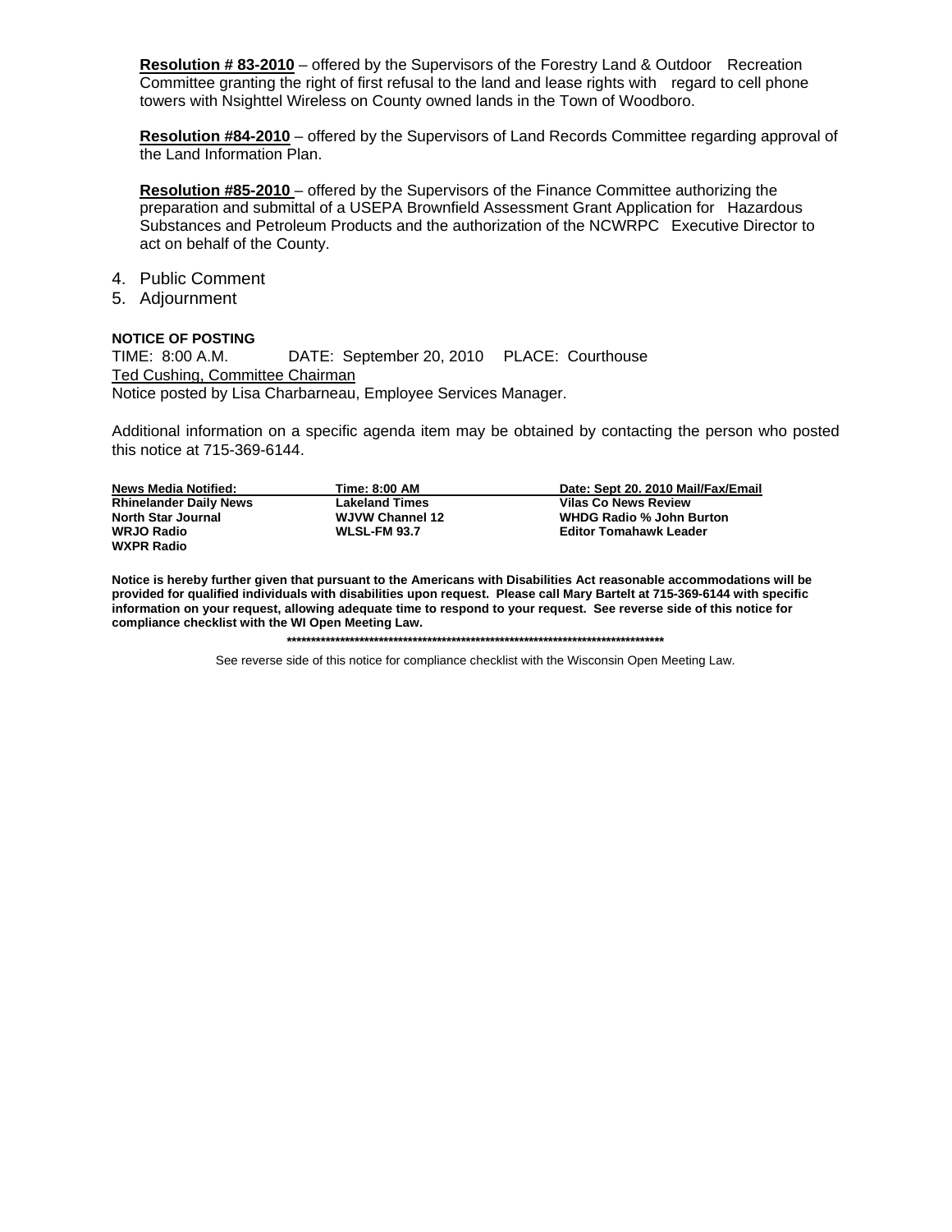**Resolution # 83-2010** – offered by the Supervisors of the Forestry Land & Outdoor Recreation Committee granting the right of first refusal to the land and lease rights with regard to cell phone towers with Nsighttel Wireless on County owned lands in the Town of Woodboro.

**Resolution #84-2010** – offered by the Supervisors of Land Records Committee regarding approval of the Land Information Plan.

**Resolution #85-2010** – offered by the Supervisors of the Finance Committee authorizing the preparation and submittal of a USEPA Brownfield Assessment Grant Application for Hazardous Substances and Petroleum Products and the authorization of the NCWRPC Executive Director to act on behalf of the County.

4. Public Comment
5. Adjournment

**NOTICE OF POSTING**
TIME: 8:00 A.M. DATE: September 20, 2010 PLACE: Courthouse
Ted Cushing, Committee Chairman
Notice posted by Lisa Charbarneau, Employee Services Manager.

Additional information on a specific agenda item may be obtained by contacting the person who posted this notice at 715-369-6144.

| **News Media Notified:** | **Time: 8:00 AM** | **Date: Sept 20. 2010 Mail/Fax/Email** |
|---|---|---|
| **Rhinelander Daily News** | **Lakeland Times** | **Vilas Co News Review** |
| **North Star Journal** | **WJVW Channel 12** | **WHDG Radio % John Burton** |
| **WRJO Radio** | **WLSL-FM 93.7** | **Editor Tomahawk Leader** |
| **WXPR Radio** | | |

**Notice is hereby further given that pursuant to the Americans with Disabilities Act reasonable accommodations will be provided for qualified individuals with disabilities upon request. Please call Mary Bartelt at 715-369-6144 with specific information on your request, allowing adequate time to respond to your request. See reverse side of this notice for compliance checklist with the WI Open Meeting Law.**

**********************************************************************************

See reverse side of this notice for compliance checklist with the Wisconsin Open Meeting Law.